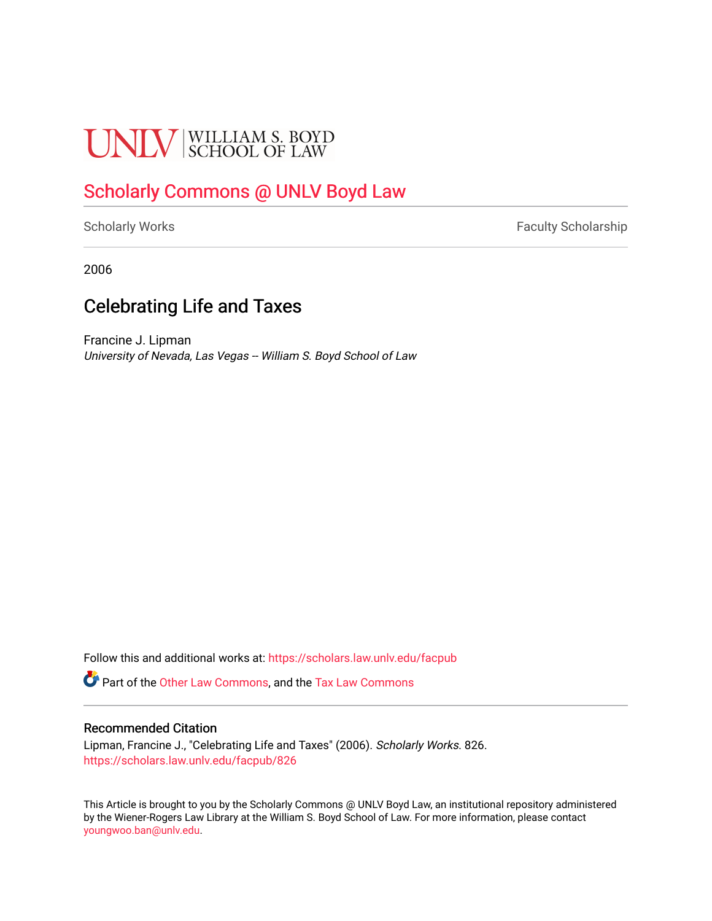UNLV | WILLIAM S. BOYD SCHOOL OF LAW

## Scholarly Commons @ UNLV Boyd Law

Scholarly Works | Faculty Scholarship

2006

# Celebrating Life and Taxes

Francine J. Lipman
*University of Nevada, Las Vegas -- William S. Boyd School of Law*

Follow this and additional works at: https://scholars.law.unlv.edu/facpub

Part of the Other Law Commons, and the Tax Law Commons

### Recommended Citation

Lipman, Francine J., "Celebrating Life and Taxes" (2006). *Scholarly Works*. 826.
https://scholars.law.unlv.edu/facpub/826

This Article is brought to you by the Scholarly Commons @ UNLV Boyd Law, an institutional repository administered by the Wiener-Rogers Law Library at the William S. Boyd School of Law. For more information, please contact youngwoo.ban@unlv.edu.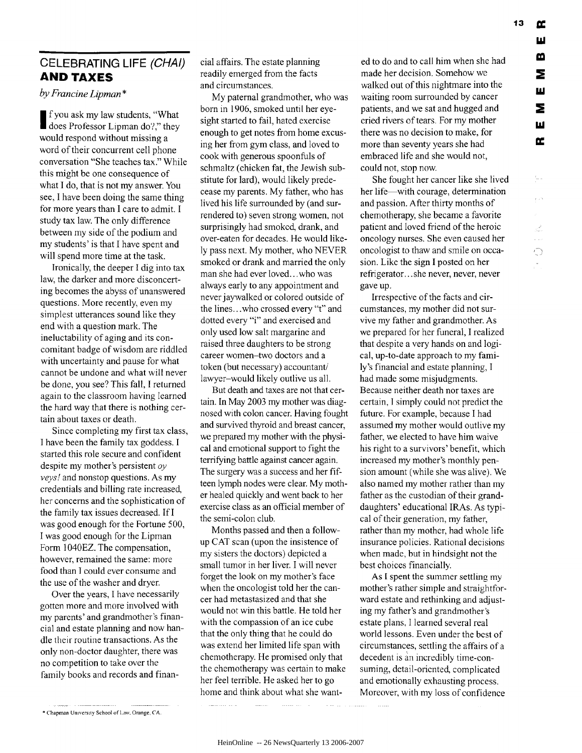## CELEBRATING LIFE *(CHAI)* AND TAXES

*by Francine Lipman**

If you ask my law students, "What does Professor Lipman do?," they would respond without missing a word of their concurrent cell phone conversation "She teaches tax." While this might be one consequence of what I do, that is not my answer. You see, I have been doing the same thing for more years than I care to admit. I study tax law. The only difference between my side of the podium and my students' is that I have spent and will spend more time at the task.

Ironically, the deeper I dig into tax law, the darker and more disconcerting becomes the abyss of unanswered questions. More recently, even my simplest utterances sound like they end with a question mark. The ineluctability of aging and its concomitant badge of wisdom are riddled with uncertainty and pause for what cannot be undone and what will never be done, you see? This fall, I returned again to the classroom having learned the hard way that there is nothing certain about taxes or death.

Since completing my first tax class, I have been the family tax goddess. I started this role secure and confident despite my mother's persistent *oy veys!* and nonstop questions. As my credentials and billing rate increased, her concerns and the sophistication of the family tax issues decreased. If I was good enough for the Fortune 500, I was good enough for the Lipman Form 1040EZ. The compensation, however, remained the same: more food than I could ever consume and the use of the washer and dryer.

Over the years, I have necessarily gotten more and more involved with my parents' and grandmother's financial and estate planning and now handle their routine transactions. As the only non-doctor daughter, there was no competition to take over the family books and records and financial affairs. The estate planning readily emerged from the facts and circumstances.

My paternal grandmother, who was born in 1906, smoked until her eyesight started to fail, hated exercise enough to get notes from home excusing her from gym class, and loved to cook with generous spoonfuls of schmaltz (chicken fat, the Jewish substitute for lard), would likely predecease my parents. My father, who has lived his life surrounded by (and surrendered to) seven strong women, not surprisingly had smoked, drank, and over-eaten for decades. He would likely pass next. My mother, who NEVER smoked or drank and married the only man she had ever loved…who was always early to any appointment and never jaywalked or colored outside of the lines…who crossed every "t" and dotted every "i" and exercised and only used low salt margarine and raised three daughters to be strong career women–two doctors and a token (but necessary) accountant/lawyer–would likely outlive us all.

But death and taxes are not that certain. In May 2003 my mother was diagnosed with colon cancer. Having fought and survived thyroid and breast cancer, we prepared my mother with the physical and emotional support to fight the terrifying battle against cancer again. The surgery was a success and her fifteen lymph nodes were clear. My mother healed quickly and went back to her exercise class as an official member of the semi-colon club.

Months passed and then a follow-up CAT scan (upon the insistence of my sisters the doctors) depicted a small tumor in her liver. I will never forget the look on my mother's face when the oncologist told her the cancer had metastasized and that she would not win this battle. He told her with the compassion of an ice cube that the only thing that he could do was extend her limited life span with chemotherapy. He promised only that the chemotherapy was certain to make her feel terrible. He asked her to go home and think about what she wanted to do and to call him when she had made her decision. Somehow we walked out of this nightmare into the waiting room surrounded by cancer patients, and we sat and hugged and cried rivers of tears. For my mother there was no decision to make, for more than seventy years she had embraced life and she would not, could not, stop now.

She fought her cancer like she lived her life—with courage, determination and passion. After thirty months of chemotherapy, she became a favorite patient and loved friend of the heroic oncology nurses. She even caused her oncologist to thaw and smile on occasion. Like the sign I posted on her refrigerator…she never, never, never gave up.

Irrespective of the facts and circumstances, my mother did not survive my father and grandmother. As we prepared for her funeral, I realized that despite a very hands on and logical, up-to-date approach to my family's financial and estate planning, I had made some misjudgments. Because neither death nor taxes are certain, I simply could not predict the future. For example, because I had assumed my mother would outlive my father, we elected to have him waive his right to a survivors' benefit, which increased my mother's monthly pension amount (while she was alive). We also named my mother rather than my father as the custodian of their granddaughters' educational IRAs. As typical of their generation, my father, rather than my mother, had whole life insurance policies. Rational decisions when made, but in hindsight not the best choices financially.

As I spent the summer settling my mother's rather simple and straightforward estate and rethinking and adjusting my father's and grandmother's estate plans, I learned several real world lessons. Even under the best of circumstances, settling the affairs of a decedent is an incredibly time-consuming, detail-oriented, complicated and emotionally exhausting process. Moreover, with my loss of confidence

\* Chapman University School of Law, Orange, CA.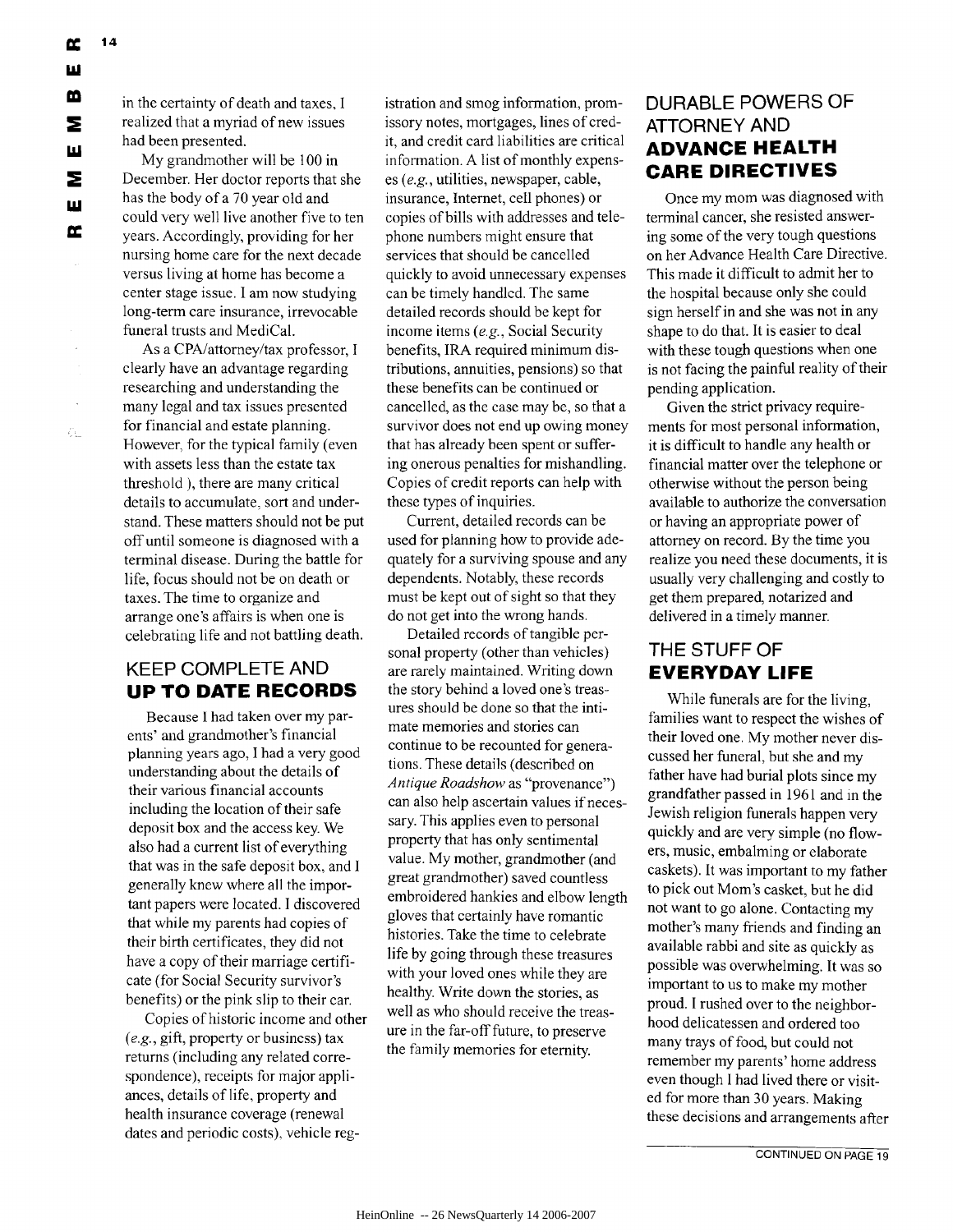in the certainty of death and taxes, I realized that a myriad of new issues had been presented.

My grandmother will be 100 in December. Her doctor reports that she has the body of a 70 year old and could very well live another five to ten years. Accordingly, providing for her nursing home care for the next decade versus living at home has become a center stage issue. I am now studying long-term care insurance, irrevocable funeral trusts and MediCal.

As a CPA/attorney/tax professor, I clearly have an advantage regarding researching and understanding the many legal and tax issues presented for financial and estate planning. However, for the typical family (even with assets less than the estate tax threshold ), there are many critical details to accumulate, sort and understand. These matters should not be put off until someone is diagnosed with a terminal disease. During the battle for life, focus should not be on death or taxes. The time to organize and arrange one's affairs is when one is celebrating life and not battling death.

## KEEP COMPLETE AND **UP TO DATE RECORDS**

Because I had taken over my parents' and grandmother's financial planning years ago, I had a very good understanding about the details of their various financial accounts including the location of their safe deposit box and the access key. We also had a current list of everything that was in the safe deposit box, and I generally knew where all the important papers were located. I discovered that while my parents had copies of their birth certificates, they did not have a copy of their marriage certificate (for Social Security survivor's benefits) or the pink slip to their car.

Copies of historic income and other (*e.g.*, gift, property or business) tax returns (including any related correspondence), receipts for major appliances, details of life, property and health insurance coverage (renewal dates and periodic costs), vehicle registration and smog information, promissory notes, mortgages, lines of credit, and credit card liabilities are critical information. A list of monthly expenses (*e.g.*, utilities, newspaper, cable, insurance, Internet, cell phones) or copies of bills with addresses and telephone numbers might ensure that services that should be cancelled quickly to avoid unnecessary expenses can be timely handled. The same detailed records should be kept for income items (*e.g.*, Social Security benefits, IRA required minimum distributions, annuities, pensions) so that these benefits can be continued or cancelled, as the case may be, so that a survivor does not end up owing money that has already been spent or suffering onerous penalties for mishandling. Copies of credit reports can help with these types of inquiries.

Current, detailed records can be used for planning how to provide adequately for a surviving spouse and any dependents. Notably, these records must be kept out of sight so that they do not get into the wrong hands.

Detailed records of tangible personal property (other than vehicles) are rarely maintained. Writing down the story behind a loved one's treasures should be done so that the intimate memories and stories can continue to be recounted for generations. These details (described on *Antique Roadshow* as "provenance") can also help ascertain values if necessary. This applies even to personal property that has only sentimental value. My mother, grandmother (and great grandmother) saved countless embroidered hankies and elbow length gloves that certainly have romantic histories. Take the time to celebrate life by going through these treasures with your loved ones while they are healthy. Write down the stories, as well as who should receive the treasure in the far-off future, to preserve the family memories for eternity.

## DURABLE POWERS OF ATTORNEY AND **ADVANCE HEALTH CARE DIRECTIVES**

Once my mom was diagnosed with terminal cancer, she resisted answering some of the very tough questions on her Advance Health Care Directive. This made it difficult to admit her to the hospital because only she could sign herself in and she was not in any shape to do that. It is easier to deal with these tough questions when one is not facing the painful reality of their pending application.

Given the strict privacy requirements for most personal information, it is difficult to handle any health or financial matter over the telephone or otherwise without the person being available to authorize the conversation or having an appropriate power of attorney on record. By the time you realize you need these documents, it is usually very challenging and costly to get them prepared, notarized and delivered in a timely manner.

## THE STUFF OF **EVERYDAY LIFE**

While funerals are for the living, families want to respect the wishes of their loved one. My mother never discussed her funeral, but she and my father have had burial plots since my grandfather passed in 1961 and in the Jewish religion funerals happen very quickly and are very simple (no flowers, music, embalming or elaborate caskets). It was important to my father to pick out Mom's casket, but he did not want to go alone. Contacting my mother's many friends and finding an available rabbi and site as quickly as possible was overwhelming. It was so important to us to make my mother proud. I rushed over to the neighborhood delicatessen and ordered too many trays of food, but could not remember my parents' home address even though I had lived there or visited for more than 30 years. Making these decisions and arrangements after

CONTINUED ON PAGE 19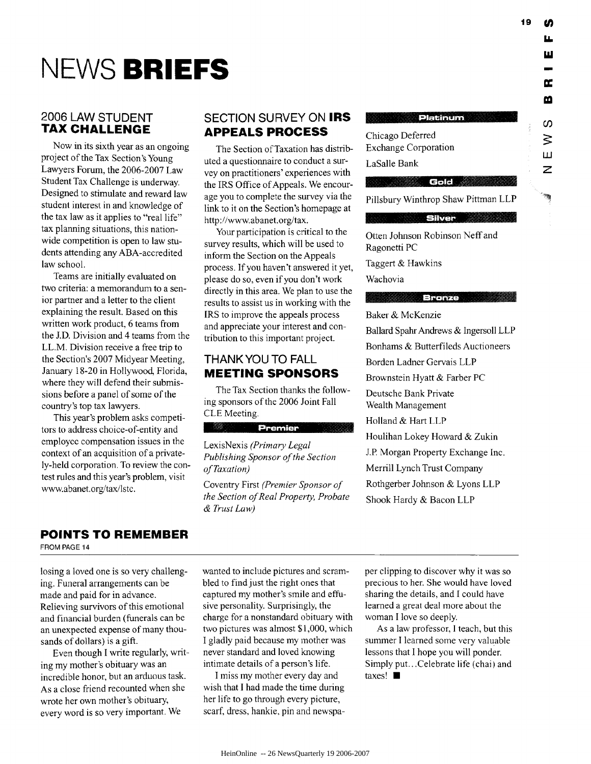# NEWS **BRIEFS**

## 2006 LAW STUDENT **TAX CHALLENGE**

Now in its sixth year as an ongoing project of the Tax Section's Young Lawyers Forum, the 2006-2007 Law Student Tax Challenge is underway. Designed to stimulate and reward law student interest in and knowledge of the tax law as it applies to "real life" tax planning situations, this nationwide competition is open to law students attending any ABA-accredited law school.

Teams are initially evaluated on two criteria: a memorandum to a senior partner and a letter to the client explaining the result. Based on this written work product, 6 teams from the J.D. Division and 4 teams from the LL.M. Division receive a free trip to the Section's 2007 Midyear Meeting, January 18-20 in Hollywood, Florida, where they will defend their submissions before a panel of some of the country's top tax lawyers.

This year's problem asks competitors to address choice-of-entity and employee compensation issues in the context of an acquisition of a privately-held corporation. To review the contest rules and this year's problem, visit www.abanet.org/tax/lstc.

## SECTION SURVEY ON **IRS APPEALS PROCESS**

The Section of Taxation has distributed a questionnaire to conduct a survey on practitioners' experiences with the IRS Office of Appeals. We encourage you to complete the survey via the link to it on the Section's homepage at http://www.abanet.org/tax.

Your participation is critical to the survey results, which will be used to inform the Section on the Appeals process. If you haven't answered it yet, please do so, even if you don't work directly in this area. We plan to use the results to assist us in working with the IRS to improve the appeals process and appreciate your interest and contribution to this important project.

## THANK YOU TO FALL **MEETING SPONSORS**

The Tax Section thanks the following sponsors of the 2006 Joint Fall CLE Meeting.

**Premier**

LexisNexis *(Primary Legal Publishing Sponsor of the Section of Taxation)*

Coventry First *(Premier Sponsor of the Section of Real Property, Probate & Trust Law)*

**Platinum**

Chicago Deferred Exchange Corporation

LaSalle Bank

**Gold**

Pillsbury Winthrop Shaw Pittman LLP

**Silver**

Otten Johnson Robinson Neff and Ragonetti PC

Taggert & Hawkins

Wachovia

**Bronze**

Baker & McKenzie

Ballard Spahr Andrews & Ingersoll LLP

Bonhams & Butterfileds Auctioneers

Borden Ladner Gervais LLP

Brownstein Hyatt & Farber PC

Deutsche Bank Private Wealth Management

Holland & Hart LLP

Houlihan Lokey Howard & Zukin

J.P. Morgan Property Exchange Inc.

Merrill Lynch Trust Company

Rothgerber Johnson & Lyons LLP

Shook Hardy & Bacon LLP

## POINTS TO REMEMBER

FROM PAGE 14

losing a loved one is so very challenging. Funeral arrangements can be made and paid for in advance. Relieving survivors of this emotional and financial burden (funerals can be an unexpected expense of many thousands of dollars) is a gift.

Even though I write regularly, writing my mother's obituary was an incredible honor, but an arduous task. As a close friend recounted when she wrote her own mother's obituary, every word is so very important. We wanted to include pictures and scrambled to find just the right ones that captured my mother's smile and effusive personality. Surprisingly, the charge for a nonstandard obituary with two pictures was almost $1,000, which I gladly paid because my mother was never standard and loved knowing intimate details of a person's life.

I miss my mother every day and wish that I had made the time during her life to go through every picture, scarf, dress, hankie, pin and newspaper clipping to discover why it was so precious to her. She would have loved sharing the details, and I could have learned a great deal more about the woman I love so deeply.

As a law professor, I teach, but this summer I learned some very valuable lessons that I hope you will ponder. Simply put...Celebrate life (chai) and taxes! ■